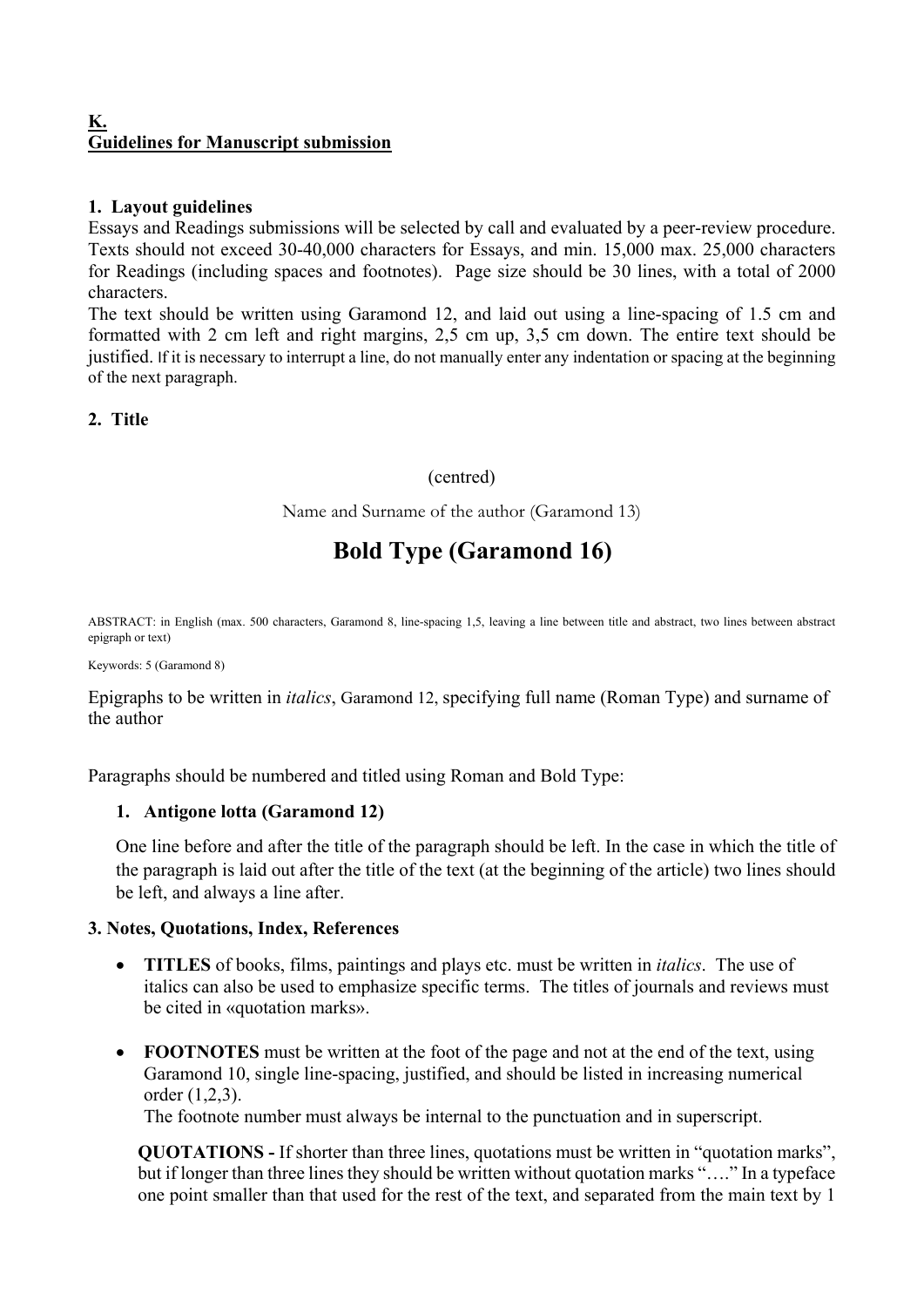**K.**
**Guidelines for Manuscript submission**

**1. Layout guidelines**

Essays and Readings submissions will be selected by call and evaluated by a peer-review procedure. Texts should not exceed 30-40,000 characters for Essays, and min. 15,000 max. 25,000 characters for Readings (including spaces and footnotes). Page size should be 30 lines, with a total of 2000 characters.

The text should be written using Garamond 12, and laid out using a line-spacing of 1.5 cm and formatted with 2 cm left and right margins, 2,5 cm up, 3,5 cm down. The entire text should be justified. If it is necessary to interrupt a line, do not manually enter any indentation or spacing at the beginning of the next paragraph.

**2. Title**

(centred)

Name and Surname of the author (Garamond 13)

**Bold Type (Garamond 16)**

ABSTRACT: in English (max. 500 characters, Garamond 8, line-spacing 1,5, leaving a line between title and abstract, two lines between abstract epigraph or text)

Keywords: 5 (Garamond 8)

Epigraphs to be written in *italics*, Garamond 12, specifying full name (Roman Type) and surname of the author

Paragraphs should be numbered and titled using Roman and Bold Type:

1. **Antigone lotta (Garamond 12)**

   One line before and after the title of the paragraph should be left. In the case in which the title of the paragraph is laid out after the title of the text (at the beginning of the article) two lines should be left, and always a line after.

**3. Notes, Quotations, Index, References**

- **TITLES** of books, films, paintings and plays etc. must be written in *italics*. The use of italics can also be used to emphasize specific terms. The titles of journals and reviews must be cited in «quotation marks».

- **FOOTNOTES** must be written at the foot of the page and not at the end of the text, using Garamond 10, single line-spacing, justified, and should be listed in increasing numerical order (1,2,3).
  The footnote number must always be internal to the punctuation and in superscript.

**QUOTATIONS -** If shorter than three lines, quotations must be written in "quotation marks", but if longer than three lines they should be written without quotation marks "…." In a typeface one point smaller than that used for the rest of the text, and separated from the main text by 1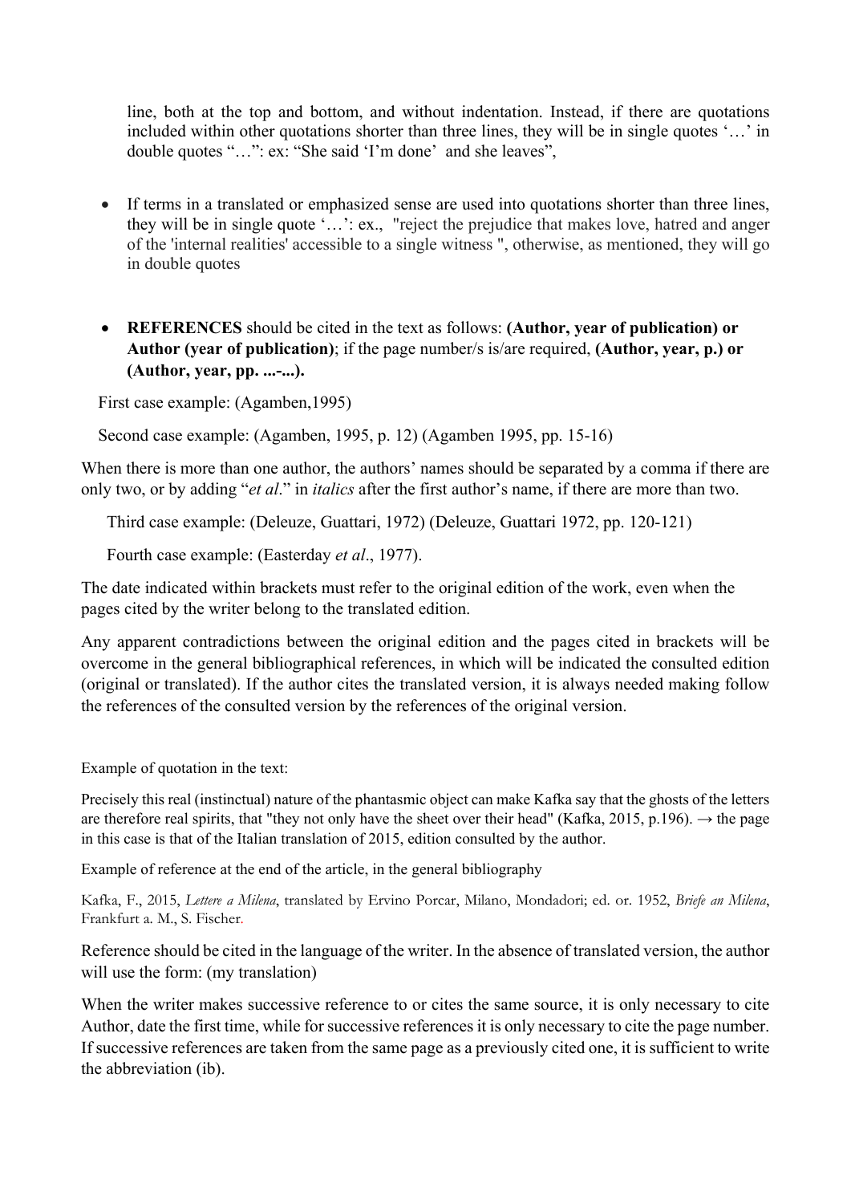line, both at the top and bottom, and without indentation. Instead, if there are quotations included within other quotations shorter than three lines, they will be in single quotes '…' in double quotes "…": ex: "She said 'I'm done' and she leaves",

- If terms in a translated or emphasized sense are used into quotations shorter than three lines, they will be in single quote '…': ex., "reject the prejudice that makes love, hatred and anger of the 'internal realities' accessible to a single witness ", otherwise, as mentioned, they will go in double quotes

- **REFERENCES** should be cited in the text as follows: **(Author, year of publication) or Author (year of publication)**; if the page number/s is/are required, **(Author, year, p.) or (Author, year, pp. ...-...).**

First case example: (Agamben,1995)

Second case example: (Agamben, 1995, p. 12) (Agamben 1995, pp. 15-16)

When there is more than one author, the authors' names should be separated by a comma if there are only two, or by adding "*et al*." in *italics* after the first author's name, if there are more than two.

Third case example: (Deleuze, Guattari, 1972) (Deleuze, Guattari 1972, pp. 120-121)

Fourth case example: (Easterday *et al*., 1977).

The date indicated within brackets must refer to the original edition of the work, even when the pages cited by the writer belong to the translated edition.

Any apparent contradictions between the original edition and the pages cited in brackets will be overcome in the general bibliographical references, in which will be indicated the consulted edition (original or translated). If the author cites the translated version, it is always needed making follow the references of the consulted version by the references of the original version.

Example of quotation in the text:

Precisely this real (instinctual) nature of the phantasmic object can make Kafka say that the ghosts of the letters are therefore real spirits, that "they not only have the sheet over their head" (Kafka, 2015, p.196). → the page in this case is that of the Italian translation of 2015, edition consulted by the author.

Example of reference at the end of the article, in the general bibliography

Kafka, F., 2015, *Lettere a Milena*, translated by Ervino Porcar, Milano, Mondadori; ed. or. 1952, *Briefe an Milena*, Frankfurt a. M., S. Fischer.

Reference should be cited in the language of the writer. In the absence of translated version, the author will use the form: (my translation)

When the writer makes successive reference to or cites the same source, it is only necessary to cite Author, date the first time, while for successive references it is only necessary to cite the page number. If successive references are taken from the same page as a previously cited one, it is sufficient to write the abbreviation (ib).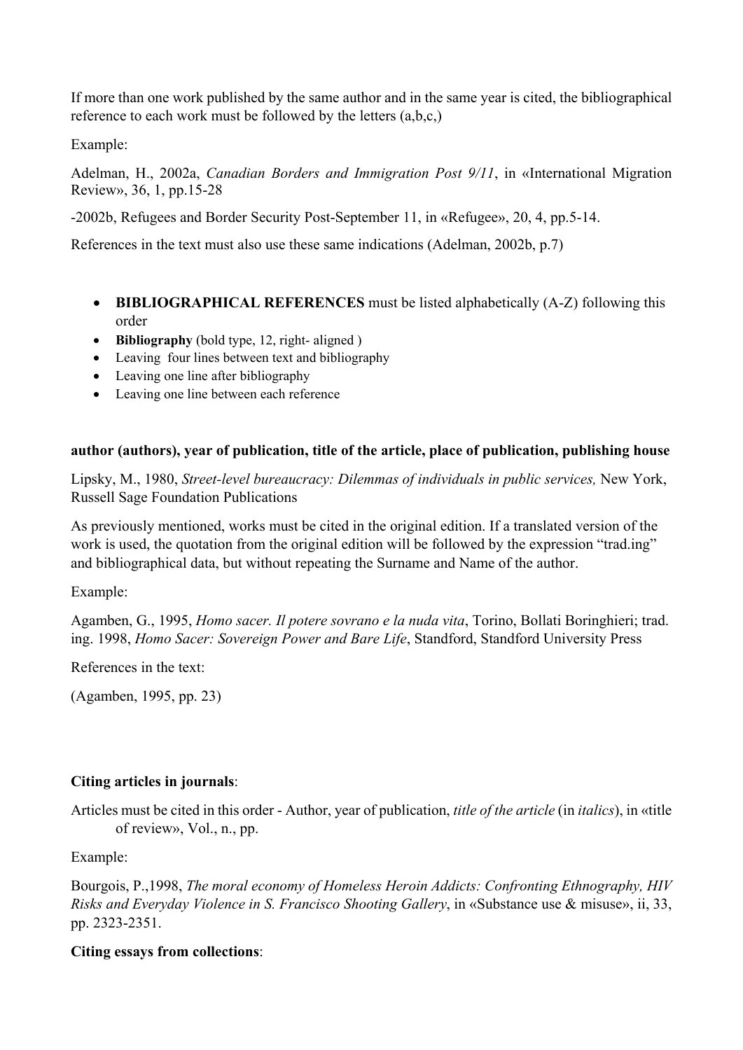If more than one work published by the same author and in the same year is cited, the bibliographical reference to each work must be followed by the letters (a,b,c,)

Example:

Adelman, H., 2002a, *Canadian Borders and Immigration Post 9/11*, in «International Migration Review», 36, 1, pp.15-28

-2002b, Refugees and Border Security Post-September 11, in «Refugee», 20, 4, pp.5-14.

References in the text must also use these same indications (Adelman, 2002b, p.7)

- **BIBLIOGRAPHICAL REFERENCES** must be listed alphabetically (A-Z) following this order
- **Bibliography** (bold type, 12, right- aligned )
- Leaving four lines between text and bibliography
- Leaving one line after bibliography
- Leaving one line between each reference

**author (authors), year of publication, title of the article, place of publication, publishing house**

Lipsky, M., 1980, *Street-level bureaucracy: Dilemmas of individuals in public services,* New York, Russell Sage Foundation Publications

As previously mentioned, works must be cited in the original edition. If a translated version of the work is used, the quotation from the original edition will be followed by the expression "trad.ing" and bibliographical data, but without repeating the Surname and Name of the author.

Example:

Agamben, G., 1995, *Homo sacer. Il potere sovrano e la nuda vita*, Torino, Bollati Boringhieri; trad. ing. 1998, *Homo Sacer: Sovereign Power and Bare Life*, Standford, Standford University Press

References in the text:

(Agamben, 1995, pp. 23)

**Citing articles in journals**:

Articles must be cited in this order - Author, year of publication, *title of the article* (in *italics*), in «title of review», Vol., n., pp.

Example:

Bourgois, P.,1998, *The moral economy of Homeless Heroin Addicts: Confronting Ethnography, HIV Risks and Everyday Violence in S. Francisco Shooting Gallery*, in «Substance use & misuse», ii, 33, pp. 2323-2351.

**Citing essays from collections**: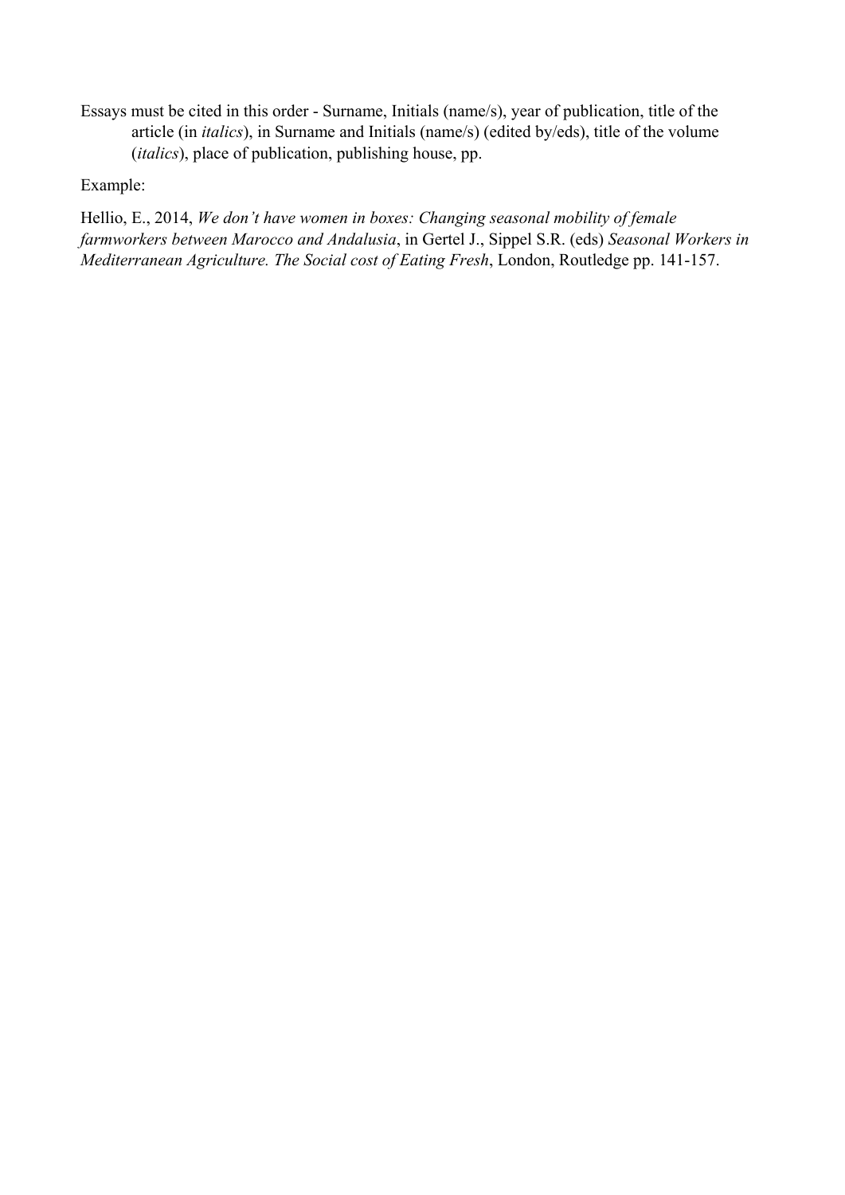Essays must be cited in this order - Surname, Initials (name/s), year of publication, title of the article (in *italics*), in Surname and Initials (name/s) (edited by/eds), title of the volume (*italics*), place of publication, publishing house, pp.

Example:

Hellio, E., 2014, *We don't have women in boxes: Changing seasonal mobility of female farmworkers between Marocco and Andalusia*, in Gertel J., Sippel S.R. (eds) *Seasonal Workers in Mediterranean Agriculture. The Social cost of Eating Fresh*, London, Routledge pp. 141-157.